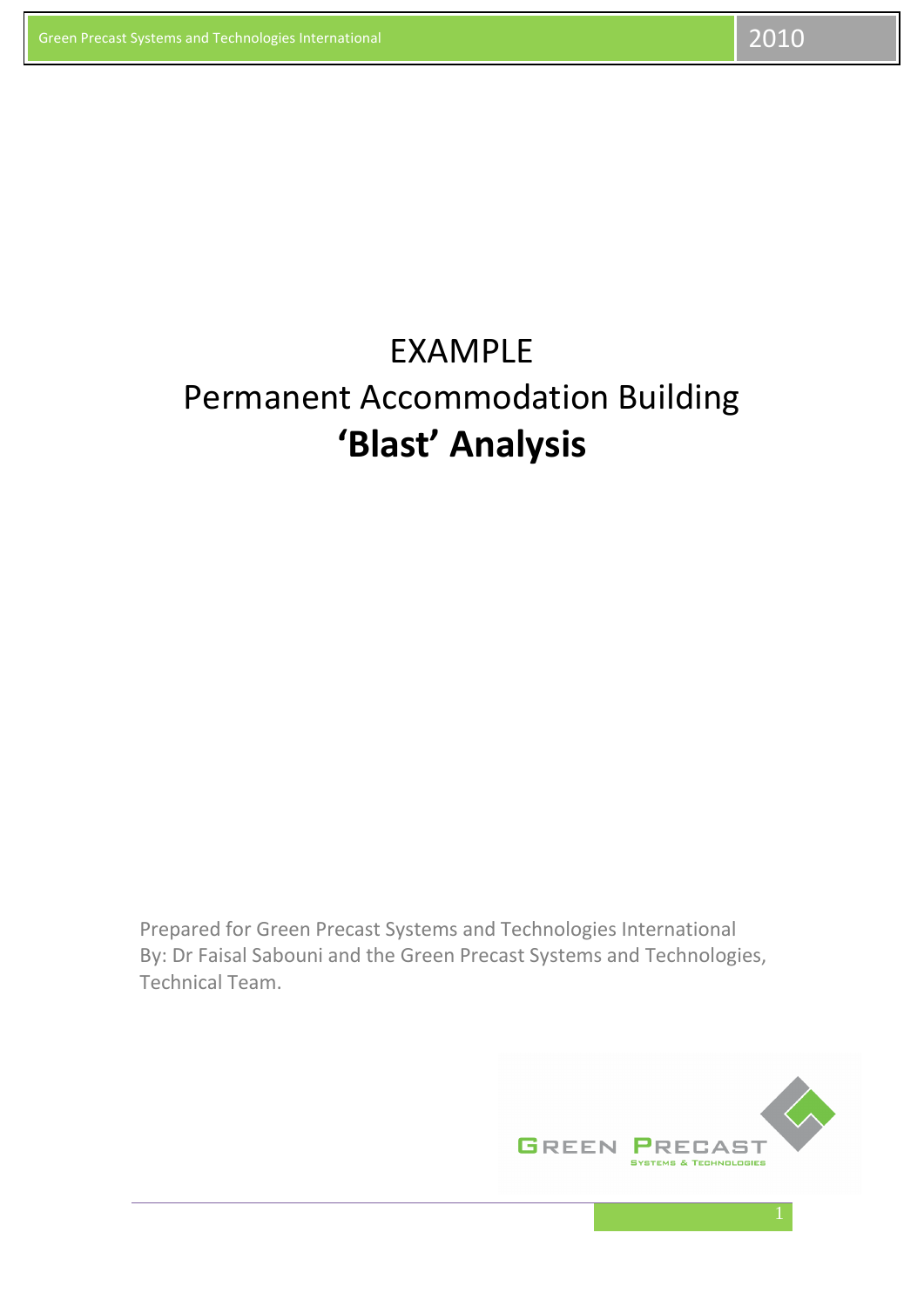# EXAMPLE
# Permanent Accommodation Building
# **'Blast' Analysis**

Prepared for Green Precast Systems and Technologies International
By: Dr Faisal Sabouni and the Green Precast Systems and Technologies, Technical Team.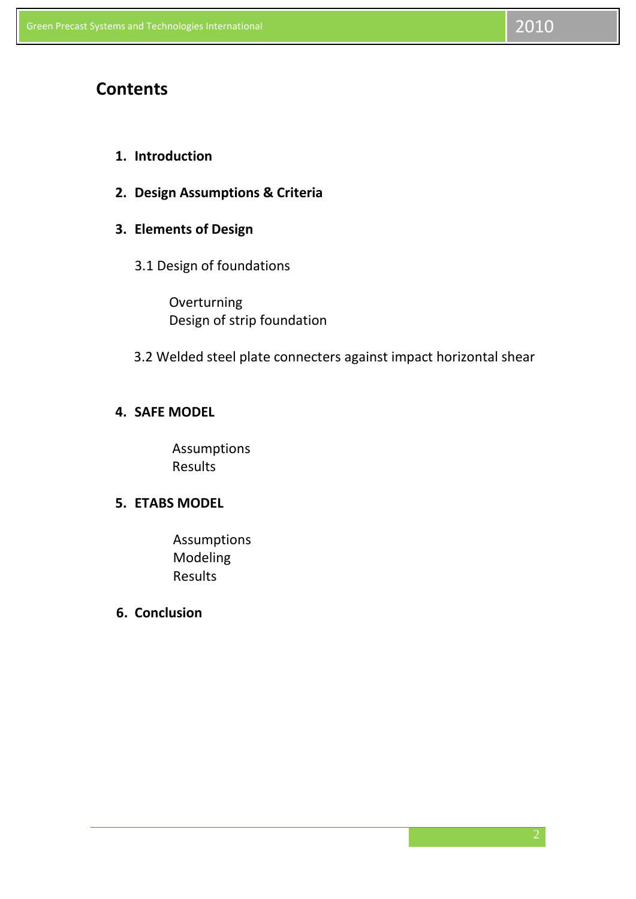# Contents

1. **Introduction**
2. **Design Assumptions & Criteria**
3. **Elements of Design**

   3.1 Design of foundations

   - Overturning
   - Design of strip foundation

   3.2 Welded steel plate connecters against impact horizontal shear

4. **SAFE MODEL**

   - Assumptions
   - Results

5. **ETABS MODEL**

   - Assumptions
   - Modeling
   - Results

6. **Conclusion**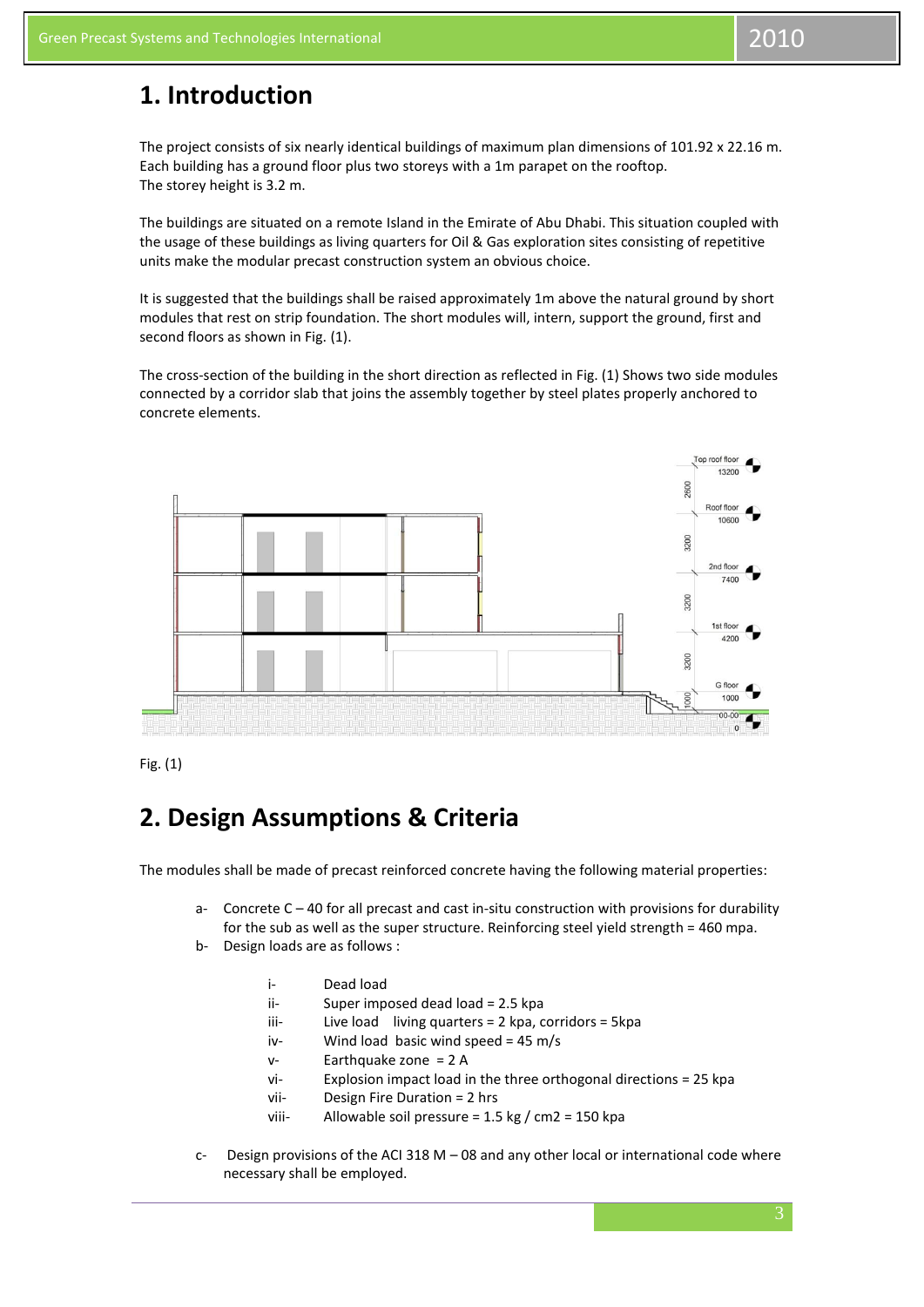# 1. Introduction

The project consists of six nearly identical buildings of maximum plan dimensions of 101.92 x 22.16 m. Each building has a ground floor plus two storeys with a 1m parapet on the rooftop.
The storey height is 3.2 m.

The buildings are situated on a remote Island in the Emirate of Abu Dhabi. This situation coupled with the usage of these buildings as living quarters for Oil & Gas exploration sites consisting of repetitive units make the modular precast construction system an obvious choice.

It is suggested that the buildings shall be raised approximately 1m above the natural ground by short modules that rest on strip foundation. The short modules will, intern, support the ground, first and second floors as shown in Fig. (1).

The cross-section of the building in the short direction as reflected in Fig. (1) Shows two side modules connected by a corridor slab that joins the assembly together by steel plates properly anchored to concrete elements.

Top roof floor
13200
2600
Roof floor
10600
3200
2nd floor
7400
3200
1st floor
4200
3200
G floor
1000
1000
00-00
0

Fig. (1)

# 2. Design Assumptions & Criteria

The modules shall be made of precast reinforced concrete having the following material properties:

a- Concrete C – 40 for all precast and cast in-situ construction with provisions for durability for the sub as well as the super structure. Reinforcing steel yield strength = 460 mpa.

b- Design loads are as follows :

  i- Dead load
  ii- Super imposed dead load = 2.5 kpa
  iii- Live load living quarters = 2 kpa, corridors = 5kpa
  iv- Wind load basic wind speed = 45 m/s
  v- Earthquake zone = 2 A
  vi- Explosion impact load in the three orthogonal directions = 25 kpa
  vii- Design Fire Duration = 2 hrs
  viii- Allowable soil pressure = 1.5 kg / cm2 = 150 kpa

c- Design provisions of the ACI 318 M – 08 and any other local or international code where necessary shall be employed.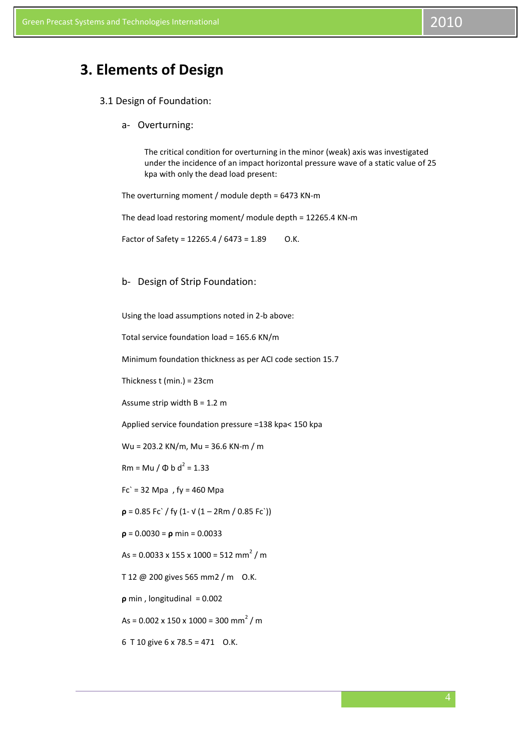# 3. Elements of Design

## 3.1 Design of Foundation:

### a- Overturning:

The critical condition for overturning in the minor (weak) axis was investigated under the incidence of an impact horizontal pressure wave of a static value of 25 kpa with only the dead load present:

The overturning moment / module depth = 6473 KN-m

The dead load restoring moment/ module depth = 12265.4 KN-m

Factor of Safety = 12265.4 / 6473 = 1.89 O.K.

### b- Design of Strip Foundation:

Using the load assumptions noted in 2-b above:

Total service foundation load = 165.6 KN/m

Minimum foundation thickness as per ACI code section 15.7

Thickness t (min.) = 23cm

Assume strip width B = 1.2 m

Applied service foundation pressure =138 kpa< 150 kpa

$W_u$ = 203.2 KN/m, $M_u$ = 36.6 KN-m / m

$R_m = M_u / \Phi\, b\, d^2 = 1.33$

$F_c'$ = 32 Mpa , $f_y$ = 460 Mpa

$\boldsymbol{\rho} = 0.85\, F_c' / f_y \left(1 - \sqrt{(1 - 2R_m / 0.85\, F_c')}\right)$

$\boldsymbol{\rho} = 0.0030 = \boldsymbol{\rho}_{min} = 0.0033$

$A_s = 0.0033 \times 155 \times 1000 = 512\ mm^2 / m$

T 12 @ 200 gives 565 mm2 / m O.K.

$\boldsymbol{\rho}$ min , longitudinal = 0.002

$A_s = 0.002 \times 150 \times 1000 = 300\ mm^2 / m$

6 T 10 give 6 x 78.5 = 471 O.K.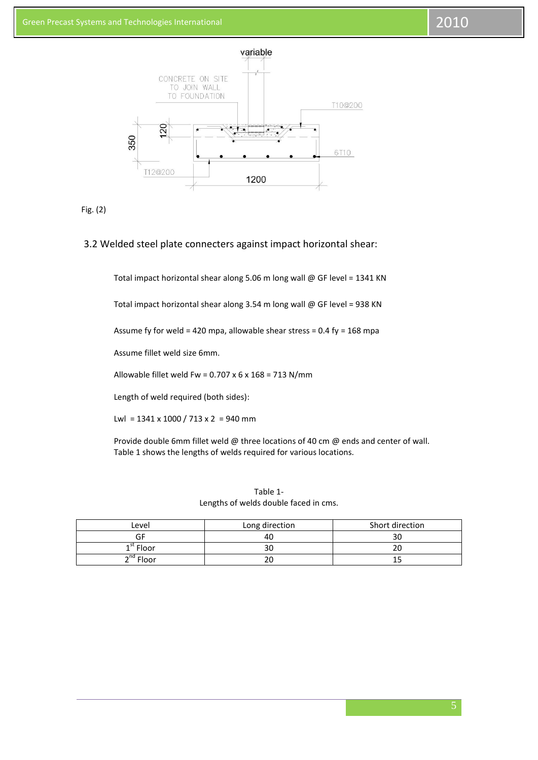variable

CONCRETE ON SITE TO JOIN WALL TO FOUNDATION

T10@200

350

120

6T10

T12@200

1200

Fig. (2)

### 3.2 Welded steel plate connecters against impact horizontal shear:

Total impact horizontal shear along 5.06 m long wall @ GF level = 1341 KN

Total impact horizontal shear along 3.54 m long wall @ GF level = 938 KN

Assume fy for weld = 420 mpa, allowable shear stress = 0.4 fy = 168 mpa

Assume fillet weld size 6mm.

Allowable fillet weld Fw = 0.707 x 6 x 168 = 713 N/mm

Length of weld required (both sides):

Lwl = 1341 x 1000 / 713 x 2 = 940 mm

Provide double 6mm fillet weld @ three locations of 40 cm @ ends and center of wall.
Table 1 shows the lengths of welds required for various locations.

Table 1-
Lengths of welds double faced in cms.

| Level | Long direction | Short direction |
|---|---|---|
| GF | 40 | 30 |
| 1st Floor | 30 | 20 |
| 2nd Floor | 20 | 15 |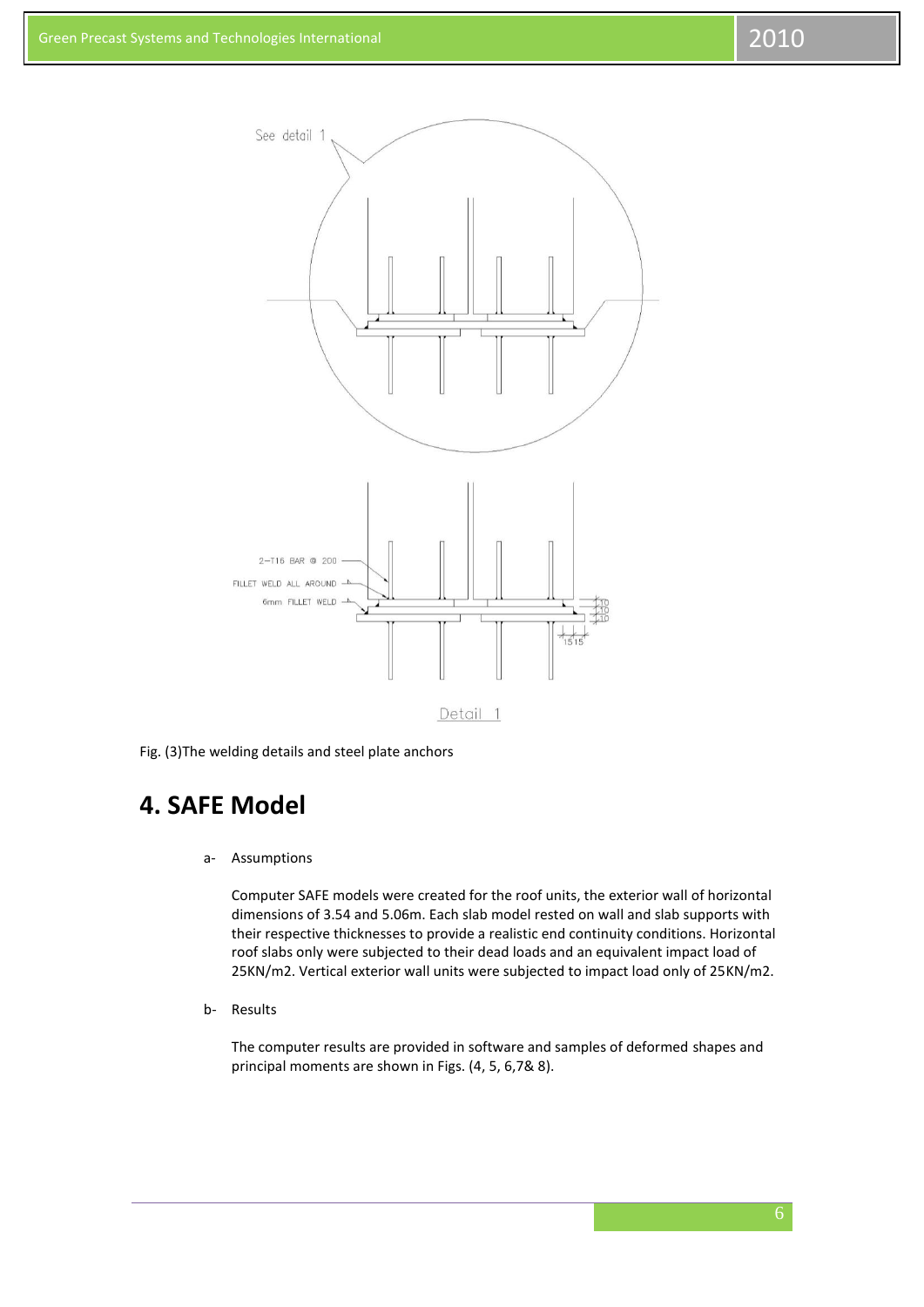See detail 1

2–T16 BAR @ 200

FILLET WELD ALL AROUND

6mm FILLET WELD

10
10
10

15 15

Detail 1

Fig. (3)The welding details and steel plate anchors

# 4. SAFE Model

a- Assumptions

Computer SAFE models were created for the roof units, the exterior wall of horizontal dimensions of 3.54 and 5.06m. Each slab model rested on wall and slab supports with their respective thicknesses to provide a realistic end continuity conditions. Horizontal roof slabs only were subjected to their dead loads and an equivalent impact load of 25KN/m2. Vertical exterior wall units were subjected to impact load only of 25KN/m2.

b- Results

The computer results are provided in software and samples of deformed shapes and principal moments are shown in Figs. (4, 5, 6,7& 8).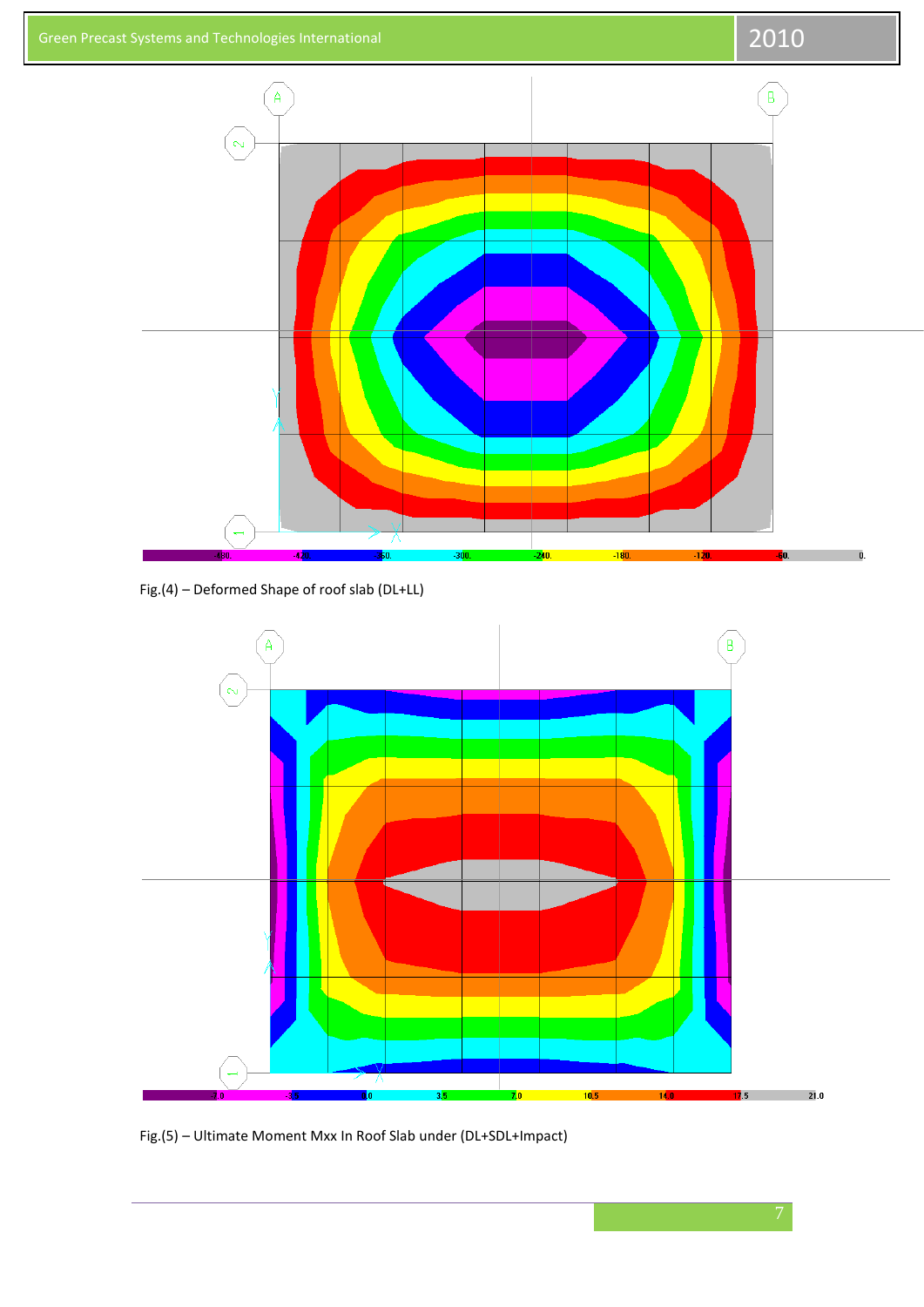A

B

2

1

Y

X

-480. -420. -360. -300. -240. -180. -120. -60. 0.

Fig.(4) – Deformed Shape of roof slab (DL+LL)

A

B

2

1

Y

X

-7.0 -3.5 0.0 3.5 7.0 10.5 14.0 17.5 21.0

Fig.(5) – Ultimate Moment Mxx In Roof Slab under (DL+SDL+Impact)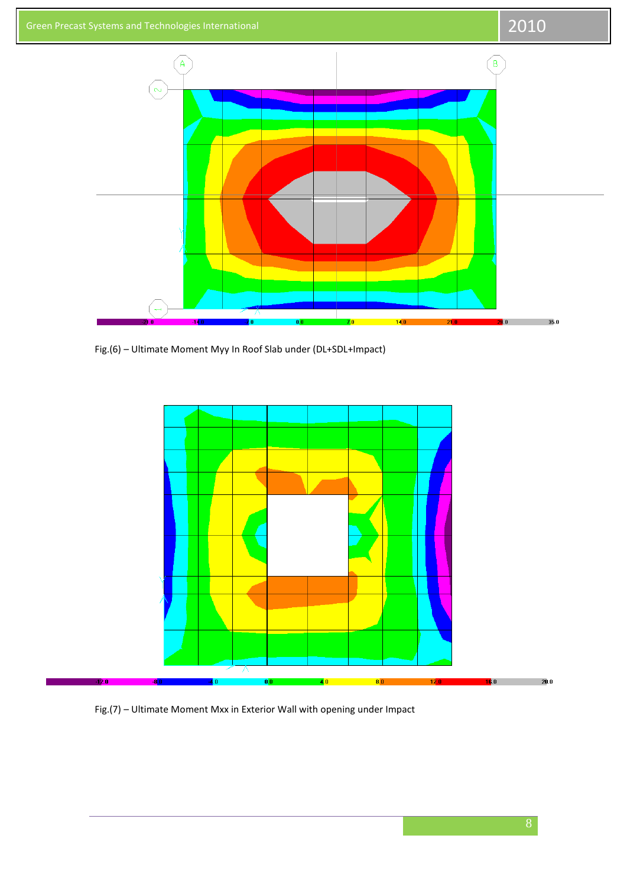Fig.(6) – Ultimate Moment Myy In Roof Slab under (DL+SDL+Impact)

Fig.(7) – Ultimate Moment Mxx in Exterior Wall with opening under Impact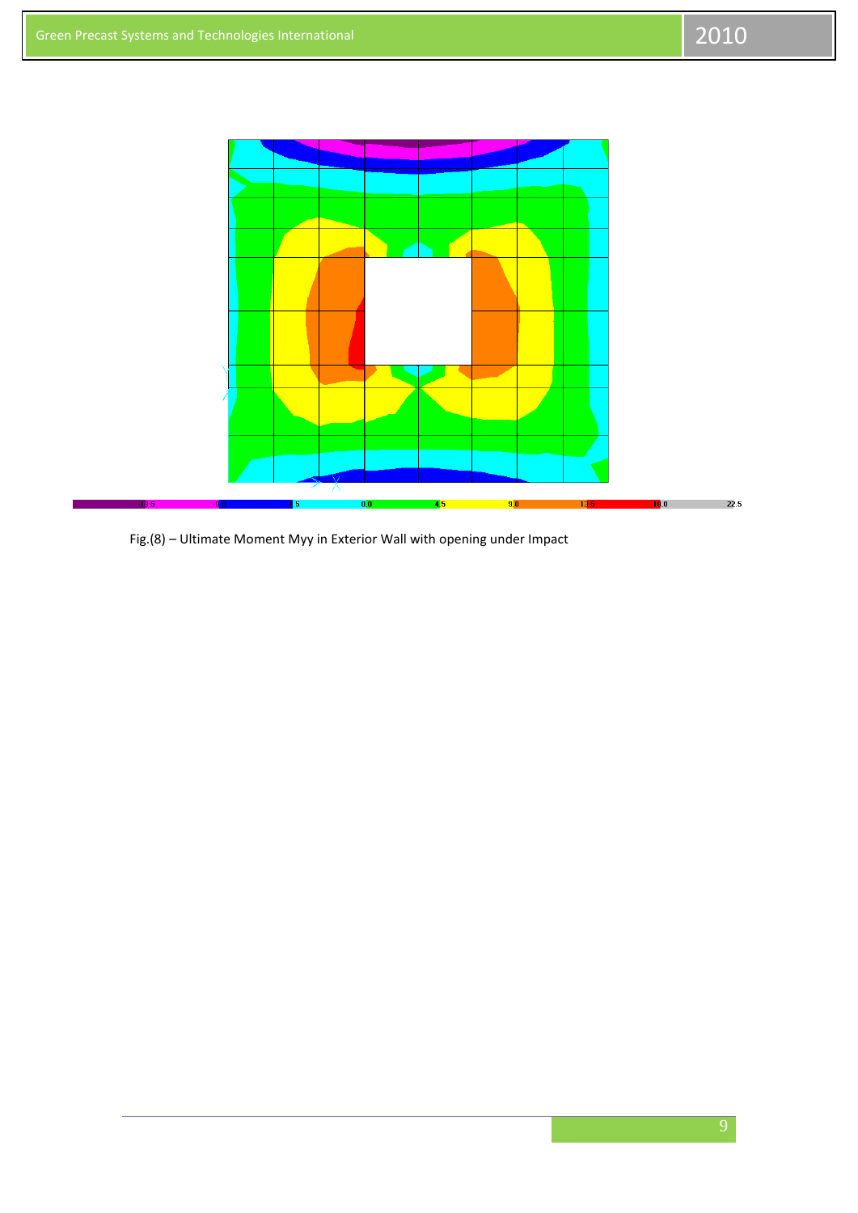Fig.(8) – Ultimate Moment Myy in Exterior Wall with opening under Impact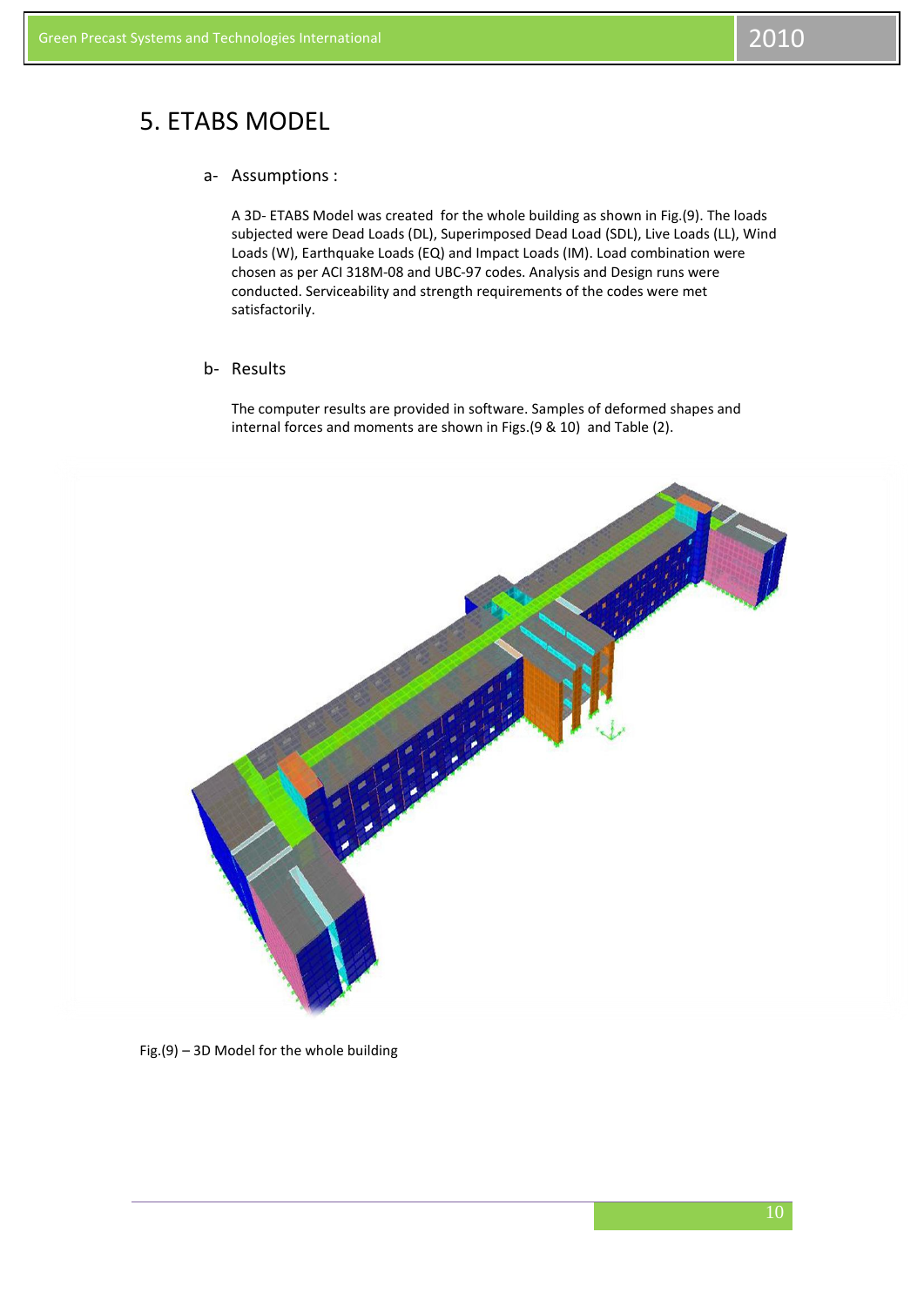# 5. ETABS MODEL

## a- Assumptions :

A 3D- ETABS Model was created for the whole building as shown in Fig.(9). The loads subjected were Dead Loads (DL), Superimposed Dead Load (SDL), Live Loads (LL), Wind Loads (W), Earthquake Loads (EQ) and Impact Loads (IM). Load combination were chosen as per ACI 318M-08 and UBC-97 codes. Analysis and Design runs were conducted. Serviceability and strength requirements of the codes were met satisfactorily.

## b- Results

The computer results are provided in software. Samples of deformed shapes and internal forces and moments are shown in Figs.(9 & 10) and Table (2).

Fig.(9) – 3D Model for the whole building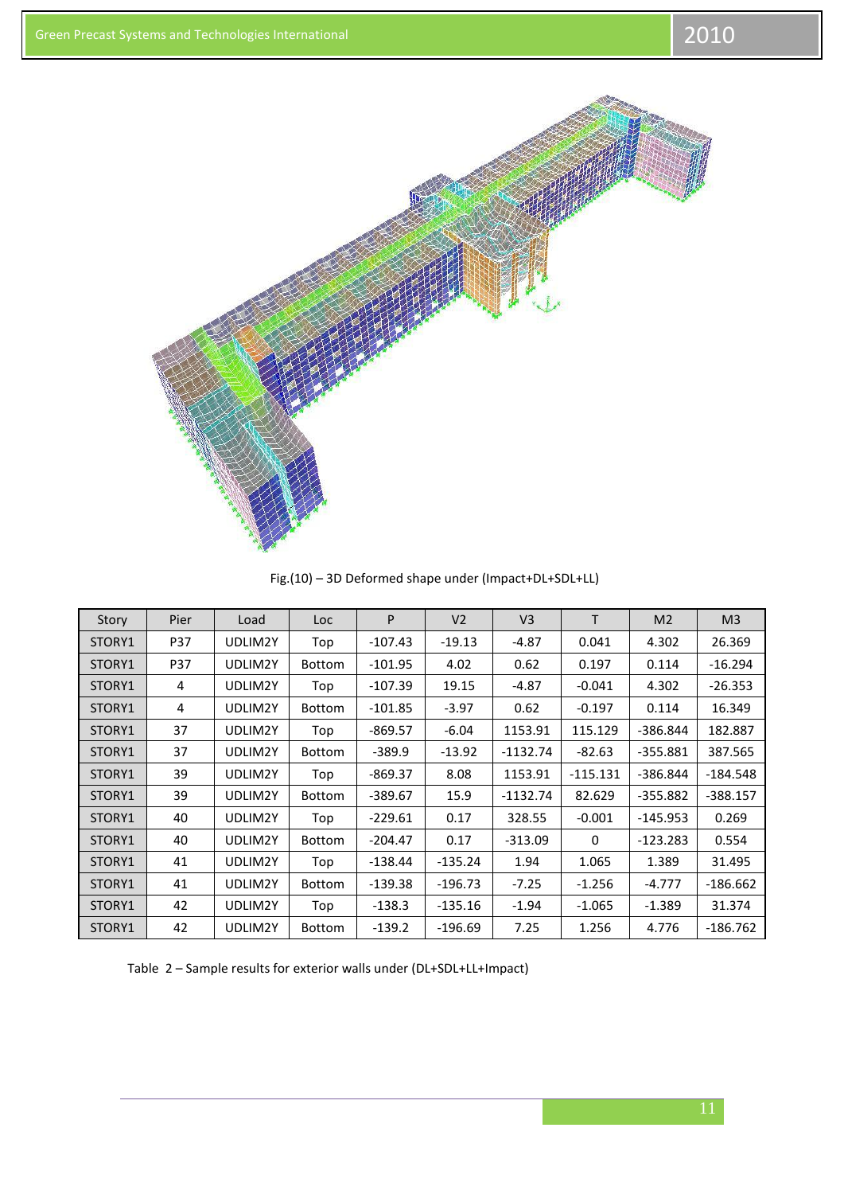Fig.(10) – 3D Deformed shape under (Impact+DL+SDL+LL)

| Story | Pier | Load | Loc | P | V2 | V3 | T | M2 | M3 |
|---|---|---|---|---|---|---|---|---|---|
| STORY1 | P37 | UDLIM2Y | Top | -107.43 | -19.13 | -4.87 | 0.041 | 4.302 | 26.369 |
| STORY1 | P37 | UDLIM2Y | Bottom | -101.95 | 4.02 | 0.62 | 0.197 | 0.114 | -16.294 |
| STORY1 | 4 | UDLIM2Y | Top | -107.39 | 19.15 | -4.87 | -0.041 | 4.302 | -26.353 |
| STORY1 | 4 | UDLIM2Y | Bottom | -101.85 | -3.97 | 0.62 | -0.197 | 0.114 | 16.349 |
| STORY1 | 37 | UDLIM2Y | Top | -869.57 | -6.04 | 1153.91 | 115.129 | -386.844 | 182.887 |
| STORY1 | 37 | UDLIM2Y | Bottom | -389.9 | -13.92 | -1132.74 | -82.63 | -355.881 | 387.565 |
| STORY1 | 39 | UDLIM2Y | Top | -869.37 | 8.08 | 1153.91 | -115.131 | -386.844 | -184.548 |
| STORY1 | 39 | UDLIM2Y | Bottom | -389.67 | 15.9 | -1132.74 | 82.629 | -355.882 | -388.157 |
| STORY1 | 40 | UDLIM2Y | Top | -229.61 | 0.17 | 328.55 | -0.001 | -145.953 | 0.269 |
| STORY1 | 40 | UDLIM2Y | Bottom | -204.47 | 0.17 | -313.09 | 0 | -123.283 | 0.554 |
| STORY1 | 41 | UDLIM2Y | Top | -138.44 | -135.24 | 1.94 | 1.065 | 1.389 | 31.495 |
| STORY1 | 41 | UDLIM2Y | Bottom | -139.38 | -196.73 | -7.25 | -1.256 | -4.777 | -186.662 |
| STORY1 | 42 | UDLIM2Y | Top | -138.3 | -135.16 | -1.94 | -1.065 | -1.389 | 31.374 |
| STORY1 | 42 | UDLIM2Y | Bottom | -139.2 | -196.69 | 7.25 | 1.256 | 4.776 | -186.762 |

Table 2 – Sample results for exterior walls under (DL+SDL+LL+Impact)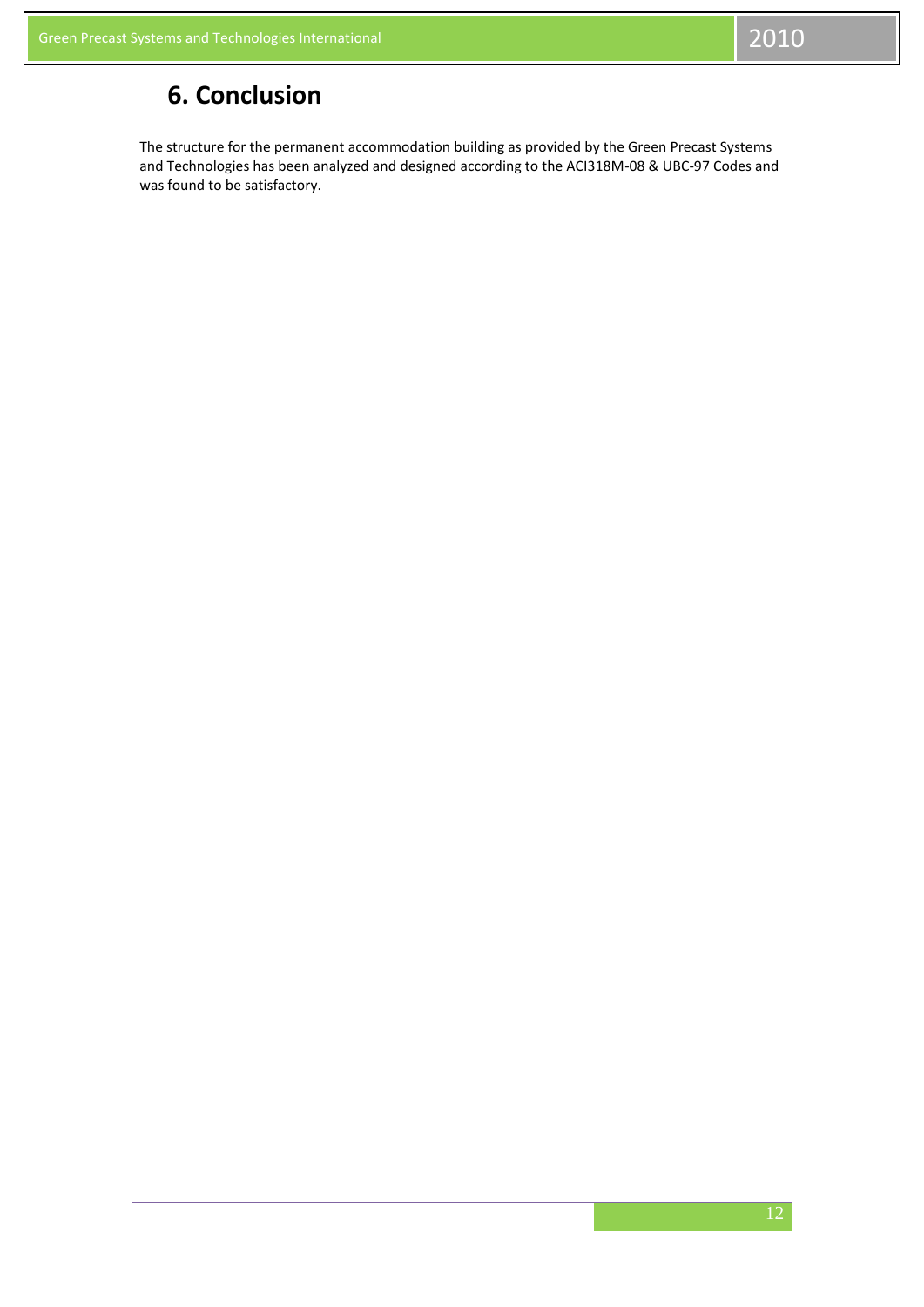# 6. Conclusion

The structure for the permanent accommodation building as provided by the Green Precast Systems and Technologies has been analyzed and designed according to the ACI318M-08 & UBC-97 Codes and was found to be satisfactory.